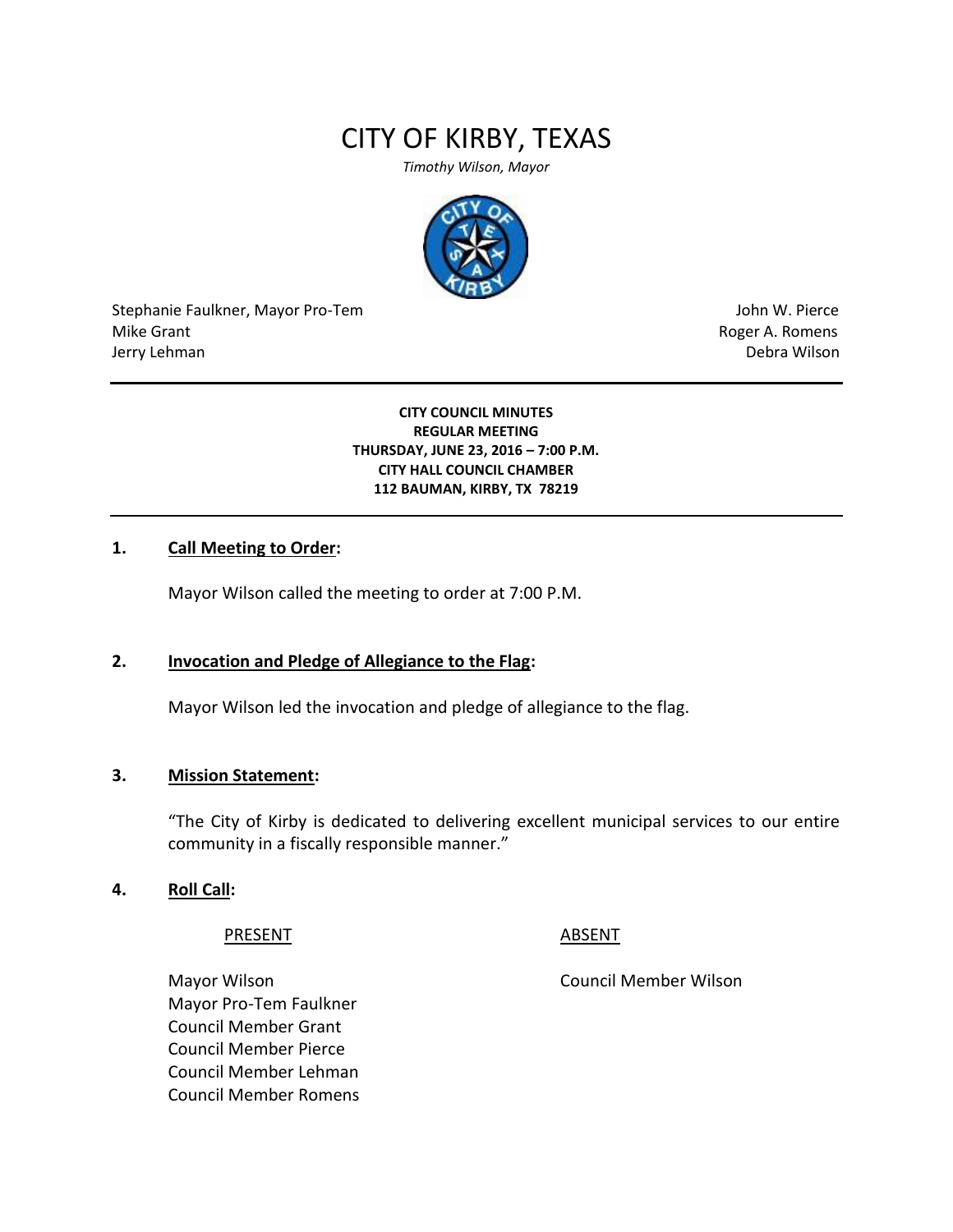# CITY OF KIRBY, TEXAS

*Timothy Wilson, Mayor*

Stephanie Faulkner, Mayor Pro-Tem
Mike Grant
Jerry Lehman

John W. Pierce
Roger A. Romens
Debra Wilson

---

**CITY COUNCIL MINUTES**
**REGULAR MEETING**
**THURSDAY, JUNE 23, 2016 – 7:00 P.M.**
**CITY HALL COUNCIL CHAMBER**
**112 BAUMAN, KIRBY, TX 78219**

---

**1. Call Meeting to Order:**

Mayor Wilson called the meeting to order at 7:00 P.M.

**2. Invocation and Pledge of Allegiance to the Flag:**

Mayor Wilson led the invocation and pledge of allegiance to the flag.

**3. Mission Statement:**

"The City of Kirby is dedicated to delivering excellent municipal services to our entire community in a fiscally responsible manner."

**4. Roll Call:**

| PRESENT | ABSENT |
| --- | --- |
| Mayor Wilson | Council Member Wilson |
| Mayor Pro-Tem Faulkner | |
| Council Member Grant | |
| Council Member Pierce | |
| Council Member Lehman | |
| Council Member Romens | |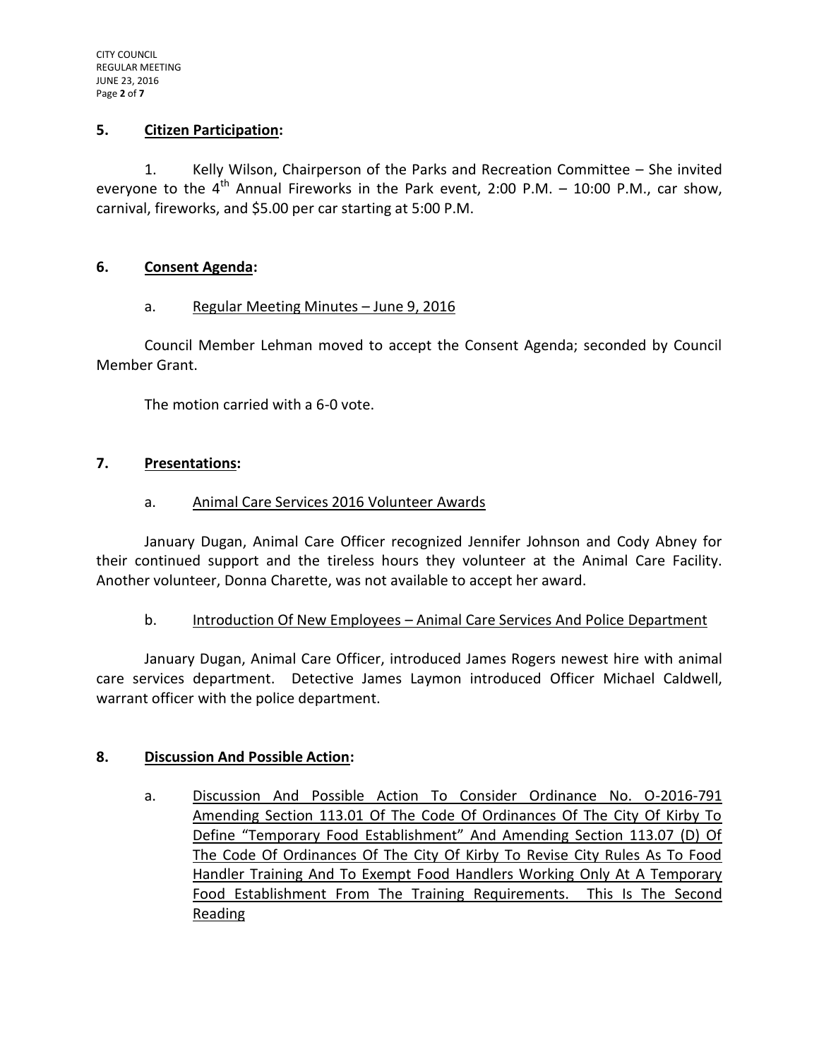## 5. Citizen Participation:

1. Kelly Wilson, Chairperson of the Parks and Recreation Committee – She invited everyone to the 4th Annual Fireworks in the Park event, 2:00 P.M. – 10:00 P.M., car show, carnival, fireworks, and $5.00 per car starting at 5:00 P.M.

## 6. Consent Agenda:

a. Regular Meeting Minutes – June 9, 2016

Council Member Lehman moved to accept the Consent Agenda; seconded by Council Member Grant.

The motion carried with a 6-0 vote.

## 7. Presentations:

a. Animal Care Services 2016 Volunteer Awards

January Dugan, Animal Care Officer recognized Jennifer Johnson and Cody Abney for their continued support and the tireless hours they volunteer at the Animal Care Facility. Another volunteer, Donna Charette, was not available to accept her award.

b. Introduction Of New Employees – Animal Care Services And Police Department

January Dugan, Animal Care Officer, introduced James Rogers newest hire with animal care services department. Detective James Laymon introduced Officer Michael Caldwell, warrant officer with the police department.

## 8. Discussion And Possible Action:

a. Discussion And Possible Action To Consider Ordinance No. O-2016-791 Amending Section 113.01 Of The Code Of Ordinances Of The City Of Kirby To Define "Temporary Food Establishment" And Amending Section 113.07 (D) Of The Code Of Ordinances Of The City Of Kirby To Revise City Rules As To Food Handler Training And To Exempt Food Handlers Working Only At A Temporary Food Establishment From The Training Requirements. This Is The Second Reading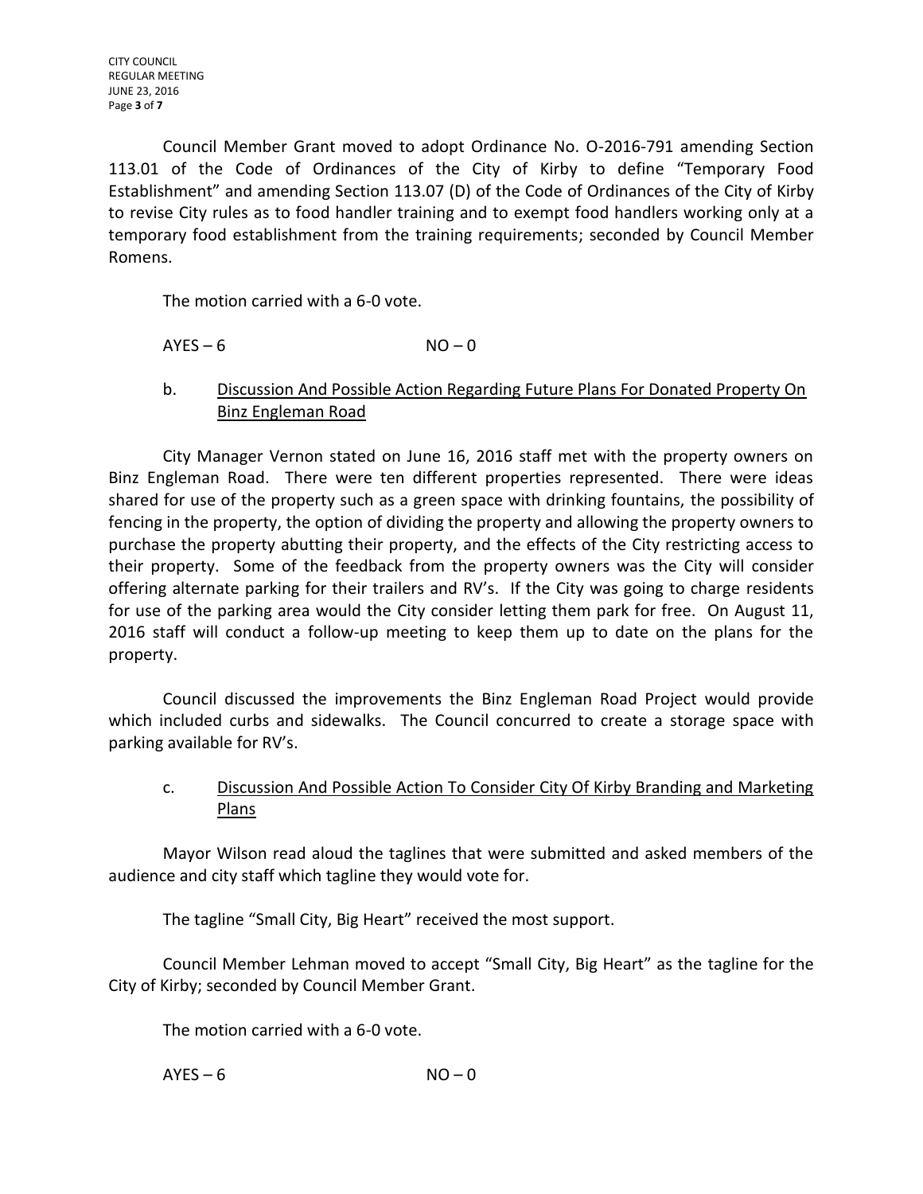Council Member Grant moved to adopt Ordinance No. O-2016-791 amending Section 113.01 of the Code of Ordinances of the City of Kirby to define "Temporary Food Establishment" and amending Section 113.07 (D) of the Code of Ordinances of the City of Kirby to revise City rules as to food handler training and to exempt food handlers working only at a temporary food establishment from the training requirements; seconded by Council Member Romens.

The motion carried with a 6-0 vote.

AYES – 6 NO – 0

b. Discussion And Possible Action Regarding Future Plans For Donated Property On Binz Engleman Road

City Manager Vernon stated on June 16, 2016 staff met with the property owners on Binz Engleman Road. There were ten different properties represented. There were ideas shared for use of the property such as a green space with drinking fountains, the possibility of fencing in the property, the option of dividing the property and allowing the property owners to purchase the property abutting their property, and the effects of the City restricting access to their property. Some of the feedback from the property owners was the City will consider offering alternate parking for their trailers and RV's. If the City was going to charge residents for use of the parking area would the City consider letting them park for free. On August 11, 2016 staff will conduct a follow-up meeting to keep them up to date on the plans for the property.

Council discussed the improvements the Binz Engleman Road Project would provide which included curbs and sidewalks. The Council concurred to create a storage space with parking available for RV's.

c. Discussion And Possible Action To Consider City Of Kirby Branding and Marketing Plans

Mayor Wilson read aloud the taglines that were submitted and asked members of the audience and city staff which tagline they would vote for.

The tagline "Small City, Big Heart" received the most support.

Council Member Lehman moved to accept "Small City, Big Heart" as the tagline for the City of Kirby; seconded by Council Member Grant.

The motion carried with a 6-0 vote.

AYES – 6 NO – 0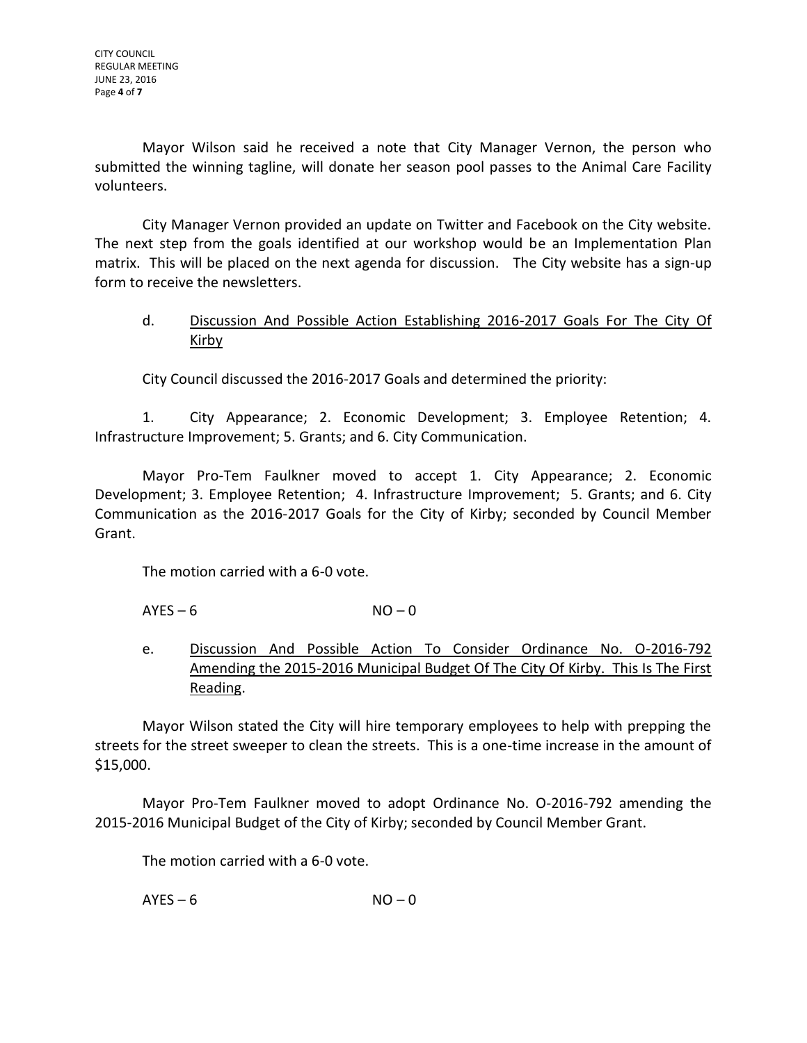Mayor Wilson said he received a note that City Manager Vernon, the person who submitted the winning tagline, will donate her season pool passes to the Animal Care Facility volunteers.

City Manager Vernon provided an update on Twitter and Facebook on the City website. The next step from the goals identified at our workshop would be an Implementation Plan matrix. This will be placed on the next agenda for discussion. The City website has a sign-up form to receive the newsletters.

d. <u>Discussion And Possible Action Establishing 2016-2017 Goals For The City Of Kirby</u>

City Council discussed the 2016-2017 Goals and determined the priority:

1. City Appearance; 2. Economic Development; 3. Employee Retention; 4. Infrastructure Improvement; 5. Grants; and 6. City Communication.

Mayor Pro-Tem Faulkner moved to accept 1. City Appearance; 2. Economic Development; 3. Employee Retention; 4. Infrastructure Improvement; 5. Grants; and 6. City Communication as the 2016-2017 Goals for the City of Kirby; seconded by Council Member Grant.

The motion carried with a 6-0 vote.

AYES – 6 NO – 0

e. <u>Discussion And Possible Action To Consider Ordinance No. O-2016-792 Amending the 2015-2016 Municipal Budget Of The City Of Kirby. This Is The First Reading</u>.

Mayor Wilson stated the City will hire temporary employees to help with prepping the streets for the street sweeper to clean the streets. This is a one-time increase in the amount of $15,000.

Mayor Pro-Tem Faulkner moved to adopt Ordinance No. O-2016-792 amending the 2015-2016 Municipal Budget of the City of Kirby; seconded by Council Member Grant.

The motion carried with a 6-0 vote.

AYES – 6 NO – 0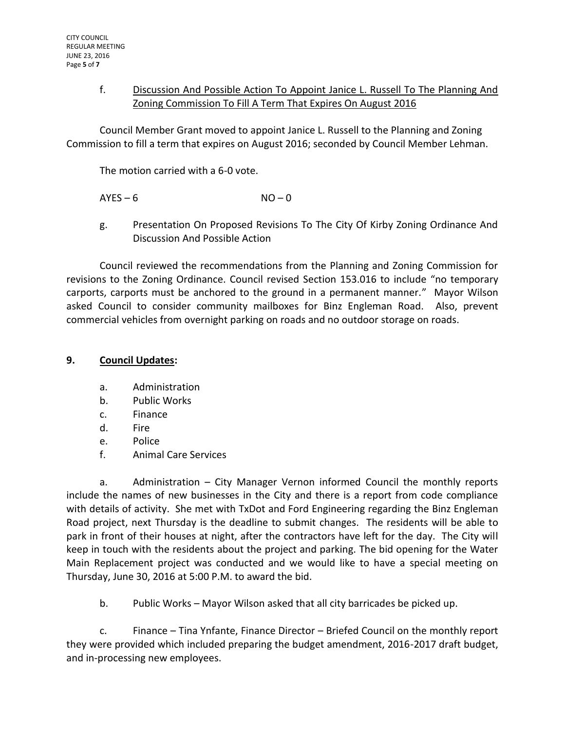f. <u>Discussion And Possible Action To Appoint Janice L. Russell To The Planning And Zoning Commission To Fill A Term That Expires On August 2016</u>

Council Member Grant moved to appoint Janice L. Russell to the Planning and Zoning Commission to fill a term that expires on August 2016; seconded by Council Member Lehman.

The motion carried with a 6-0 vote.

AYES – 6 NO – 0

g. Presentation On Proposed Revisions To The City Of Kirby Zoning Ordinance And Discussion And Possible Action

Council reviewed the recommendations from the Planning and Zoning Commission for revisions to the Zoning Ordinance. Council revised Section 153.016 to include "no temporary carports, carports must be anchored to the ground in a permanent manner." Mayor Wilson asked Council to consider community mailboxes for Binz Engleman Road. Also, prevent commercial vehicles from overnight parking on roads and no outdoor storage on roads.

**9. <u>Council Updates</u>:**

a. Administration
b. Public Works
c. Finance
d. Fire
e. Police
f. Animal Care Services

a. Administration – City Manager Vernon informed Council the monthly reports include the names of new businesses in the City and there is a report from code compliance with details of activity. She met with TxDot and Ford Engineering regarding the Binz Engleman Road project, next Thursday is the deadline to submit changes. The residents will be able to park in front of their houses at night, after the contractors have left for the day. The City will keep in touch with the residents about the project and parking. The bid opening for the Water Main Replacement project was conducted and we would like to have a special meeting on Thursday, June 30, 2016 at 5:00 P.M. to award the bid.

b. Public Works – Mayor Wilson asked that all city barricades be picked up.

c. Finance – Tina Ynfante, Finance Director – Briefed Council on the monthly report they were provided which included preparing the budget amendment, 2016-2017 draft budget, and in-processing new employees.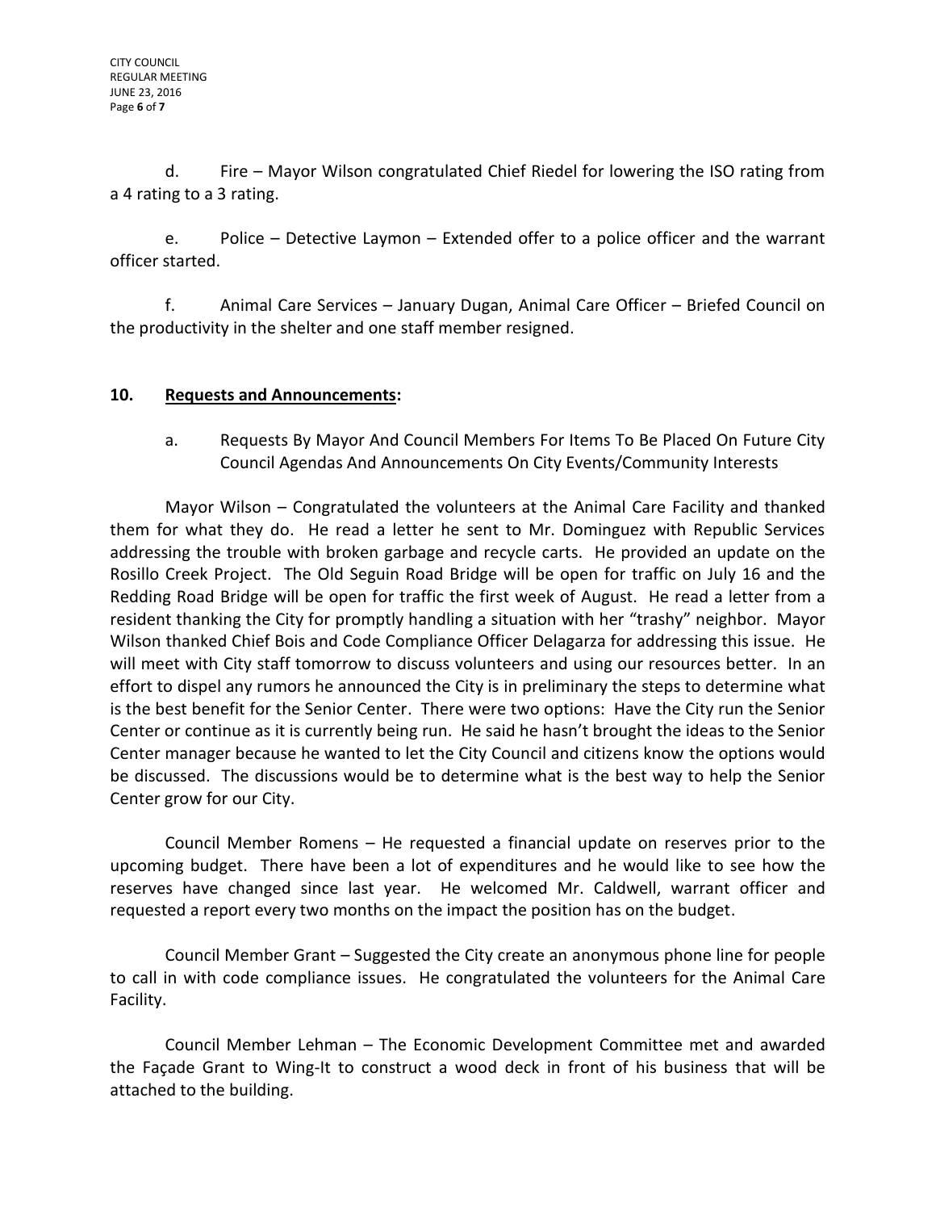d. Fire – Mayor Wilson congratulated Chief Riedel for lowering the ISO rating from a 4 rating to a 3 rating.

e. Police – Detective Laymon – Extended offer to a police officer and the warrant officer started.

f. Animal Care Services – January Dugan, Animal Care Officer – Briefed Council on the productivity in the shelter and one staff member resigned.

## 10. **Requests and Announcements**:

a. Requests By Mayor And Council Members For Items To Be Placed On Future City Council Agendas And Announcements On City Events/Community Interests

Mayor Wilson – Congratulated the volunteers at the Animal Care Facility and thanked them for what they do. He read a letter he sent to Mr. Dominguez with Republic Services addressing the trouble with broken garbage and recycle carts. He provided an update on the Rosillo Creek Project. The Old Seguin Road Bridge will be open for traffic on July 16 and the Redding Road Bridge will be open for traffic the first week of August. He read a letter from a resident thanking the City for promptly handling a situation with her "trashy" neighbor. Mayor Wilson thanked Chief Bois and Code Compliance Officer Delagarza for addressing this issue. He will meet with City staff tomorrow to discuss volunteers and using our resources better. In an effort to dispel any rumors he announced the City is in preliminary the steps to determine what is the best benefit for the Senior Center. There were two options: Have the City run the Senior Center or continue as it is currently being run. He said he hasn't brought the ideas to the Senior Center manager because he wanted to let the City Council and citizens know the options would be discussed. The discussions would be to determine what is the best way to help the Senior Center grow for our City.

Council Member Romens – He requested a financial update on reserves prior to the upcoming budget. There have been a lot of expenditures and he would like to see how the reserves have changed since last year. He welcomed Mr. Caldwell, warrant officer and requested a report every two months on the impact the position has on the budget.

Council Member Grant – Suggested the City create an anonymous phone line for people to call in with code compliance issues. He congratulated the volunteers for the Animal Care Facility.

Council Member Lehman – The Economic Development Committee met and awarded the Façade Grant to Wing-It to construct a wood deck in front of his business that will be attached to the building.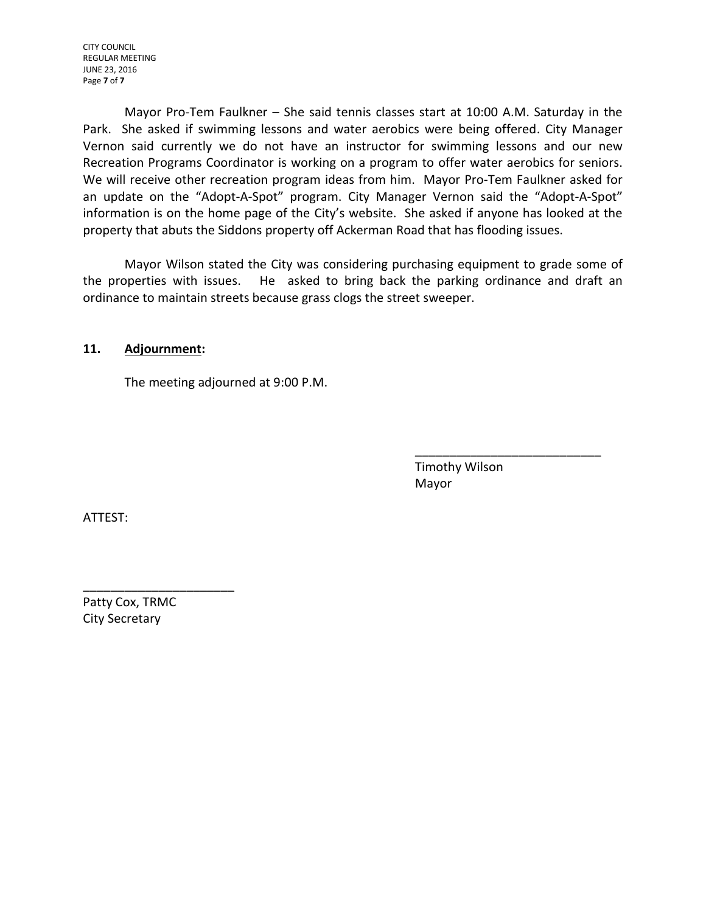Mayor Pro-Tem Faulkner – She said tennis classes start at 10:00 A.M. Saturday in the Park. She asked if swimming lessons and water aerobics were being offered. City Manager Vernon said currently we do not have an instructor for swimming lessons and our new Recreation Programs Coordinator is working on a program to offer water aerobics for seniors. We will receive other recreation program ideas from him. Mayor Pro-Tem Faulkner asked for an update on the "Adopt-A-Spot" program. City Manager Vernon said the "Adopt-A-Spot" information is on the home page of the City's website. She asked if anyone has looked at the property that abuts the Siddons property off Ackerman Road that has flooding issues.

Mayor Wilson stated the City was considering purchasing equipment to grade some of the properties with issues. He asked to bring back the parking ordinance and draft an ordinance to maintain streets because grass clogs the street sweeper.

**11. Adjournment:**

The meeting adjourned at 9:00 P.M.

___________________________
Timothy Wilson
Mayor

ATTEST:

______________________
Patty Cox, TRMC
City Secretary